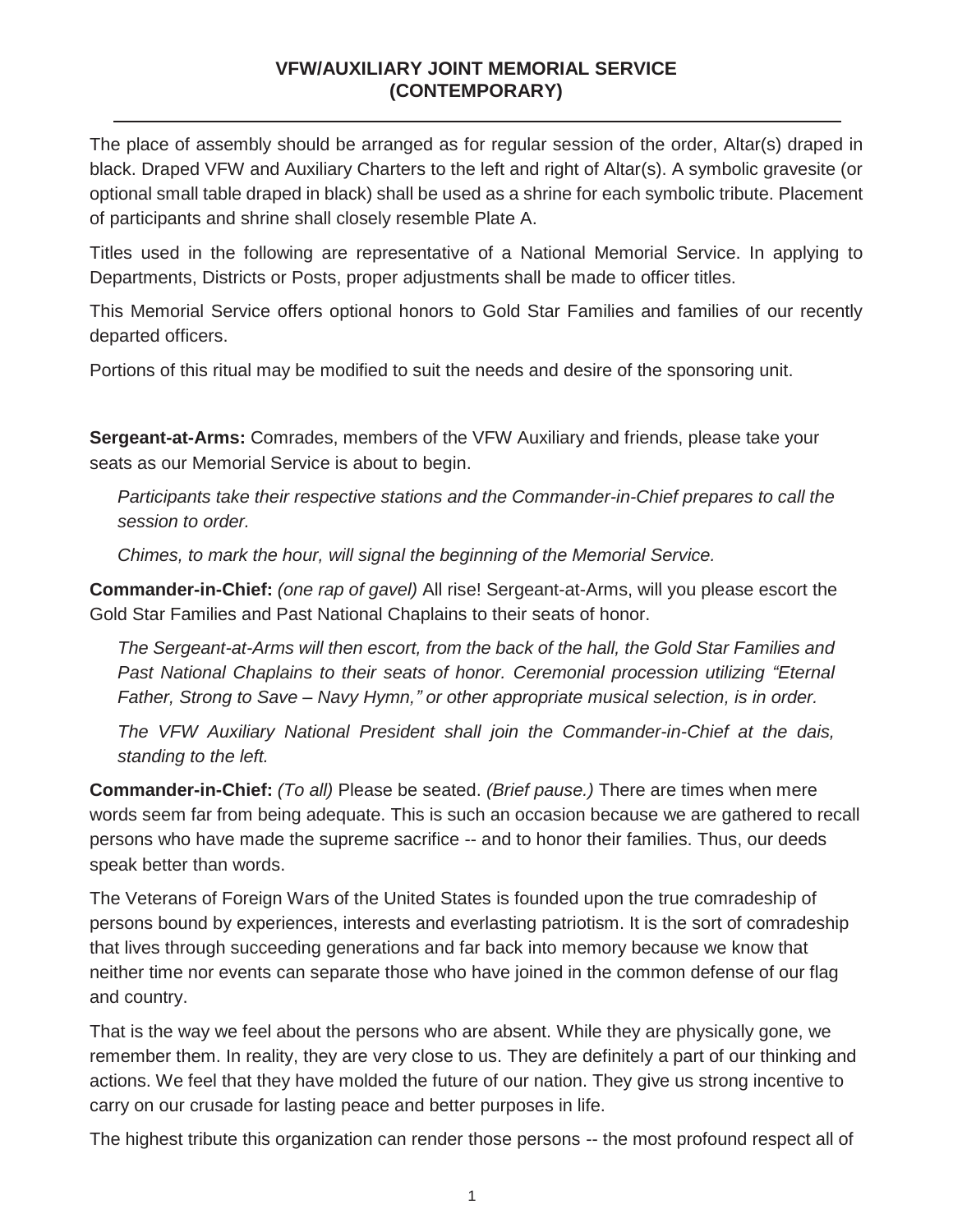# VFW/AUXILIARY JOINT MEMORIAL SERVICE (CONTEMPORARY)

The place of assembly should be arranged as for regular session of the order, Altar(s) draped in black. Draped VFW and Auxiliary Charters to the left and right of Altar(s). A symbolic gravesite (or optional small table draped in black) shall be used as a shrine for each symbolic tribute. Placement of participants and shrine shall closely resemble Plate A.

Titles used in the following are representative of a National Memorial Service. In applying to Departments, Districts or Posts, proper adjustments shall be made to officer titles.

This Memorial Service offers optional honors to Gold Star Families and families of our recently departed officers.

Portions of this ritual may be modified to suit the needs and desire of the sponsoring unit.

**Sergeant-at-Arms:** Comrades, members of the VFW Auxiliary and friends, please take your seats as our Memorial Service is about to begin.

*Participants take their respective stations and the Commander-in-Chief prepares to call the session to order.*

*Chimes, to mark the hour, will signal the beginning of the Memorial Service.*

**Commander-in-Chief:** *(one rap of gavel)* All rise! Sergeant-at-Arms, will you please escort the Gold Star Families and Past National Chaplains to their seats of honor.

*The Sergeant-at-Arms will then escort, from the back of the hall, the Gold Star Families and Past National Chaplains to their seats of honor. Ceremonial procession utilizing "Eternal Father, Strong to Save – Navy Hymn," or other appropriate musical selection, is in order.*

*The VFW Auxiliary National President shall join the Commander-in-Chief at the dais, standing to the left.*

**Commander-in-Chief:** *(To all)* Please be seated. *(Brief pause.)* There are times when mere words seem far from being adequate. This is such an occasion because we are gathered to recall persons who have made the supreme sacrifice -- and to honor their families. Thus, our deeds speak better than words.

The Veterans of Foreign Wars of the United States is founded upon the true comradeship of persons bound by experiences, interests and everlasting patriotism. It is the sort of comradeship that lives through succeeding generations and far back into memory because we know that neither time nor events can separate those who have joined in the common defense of our flag and country.

That is the way we feel about the persons who are absent. While they are physically gone, we remember them. In reality, they are very close to us. They are definitely a part of our thinking and actions. We feel that they have molded the future of our nation. They give us strong incentive to carry on our crusade for lasting peace and better purposes in life.

The highest tribute this organization can render those persons -- the most profound respect all of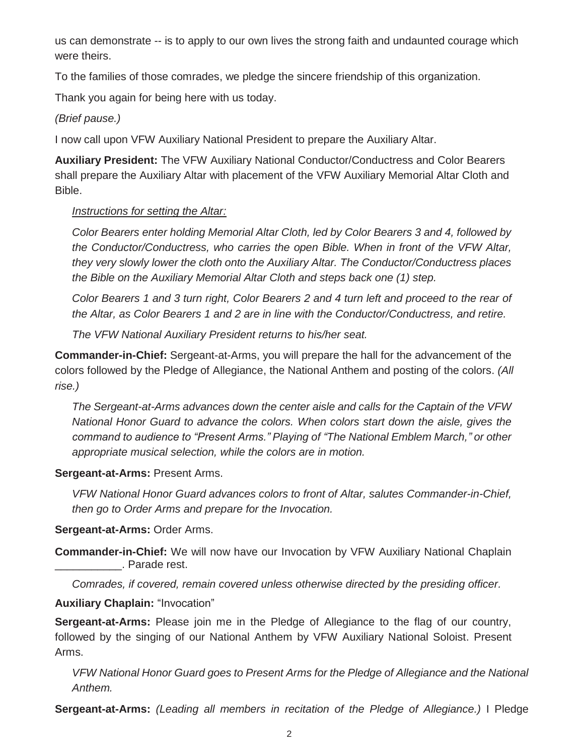us can demonstrate -- is to apply to our own lives the strong faith and undaunted courage which were theirs.

To the families of those comrades, we pledge the sincere friendship of this organization.

Thank you again for being here with us today.

*(Brief pause.)*

I now call upon VFW Auxiliary National President to prepare the Auxiliary Altar.

**Auxiliary President:** The VFW Auxiliary National Conductor/Conductress and Color Bearers shall prepare the Auxiliary Altar with placement of the VFW Auxiliary Memorial Altar Cloth and Bible.

> *Instructions for setting the Altar:*
>
> *Color Bearers enter holding Memorial Altar Cloth, led by Color Bearers 3 and 4, followed by the Conductor/Conductress, who carries the open Bible. When in front of the VFW Altar, they very slowly lower the cloth onto the Auxiliary Altar. The Conductor/Conductress places the Bible on the Auxiliary Memorial Altar Cloth and steps back one (1) step.*
>
> *Color Bearers 1 and 3 turn right, Color Bearers 2 and 4 turn left and proceed to the rear of the Altar, as Color Bearers 1 and 2 are in line with the Conductor/Conductress, and retire.*
>
> *The VFW National Auxiliary President returns to his/her seat.*

**Commander-in-Chief:** Sergeant-at-Arms, you will prepare the hall for the advancement of the colors followed by the Pledge of Allegiance, the National Anthem and posting of the colors. *(All rise.)*

> *The Sergeant-at-Arms advances down the center aisle and calls for the Captain of the VFW National Honor Guard to advance the colors. When colors start down the aisle, gives the command to audience to "Present Arms." Playing of "The National Emblem March," or other appropriate musical selection, while the colors are in motion.*

**Sergeant-at-Arms:** Present Arms.

> *VFW National Honor Guard advances colors to front of Altar, salutes Commander-in-Chief, then go to Order Arms and prepare for the Invocation.*

**Sergeant-at-Arms:** Order Arms.

**Commander-in-Chief:** We will now have our Invocation by VFW Auxiliary National Chaplain ___________. Parade rest.

> *Comrades, if covered, remain covered unless otherwise directed by the presiding officer.*

**Auxiliary Chaplain:** "Invocation"

**Sergeant-at-Arms:** Please join me in the Pledge of Allegiance to the flag of our country, followed by the singing of our National Anthem by VFW Auxiliary National Soloist. Present Arms.

> *VFW National Honor Guard goes to Present Arms for the Pledge of Allegiance and the National Anthem.*

**Sergeant-at-Arms:** *(Leading all members in recitation of the Pledge of Allegiance.)* I Pledge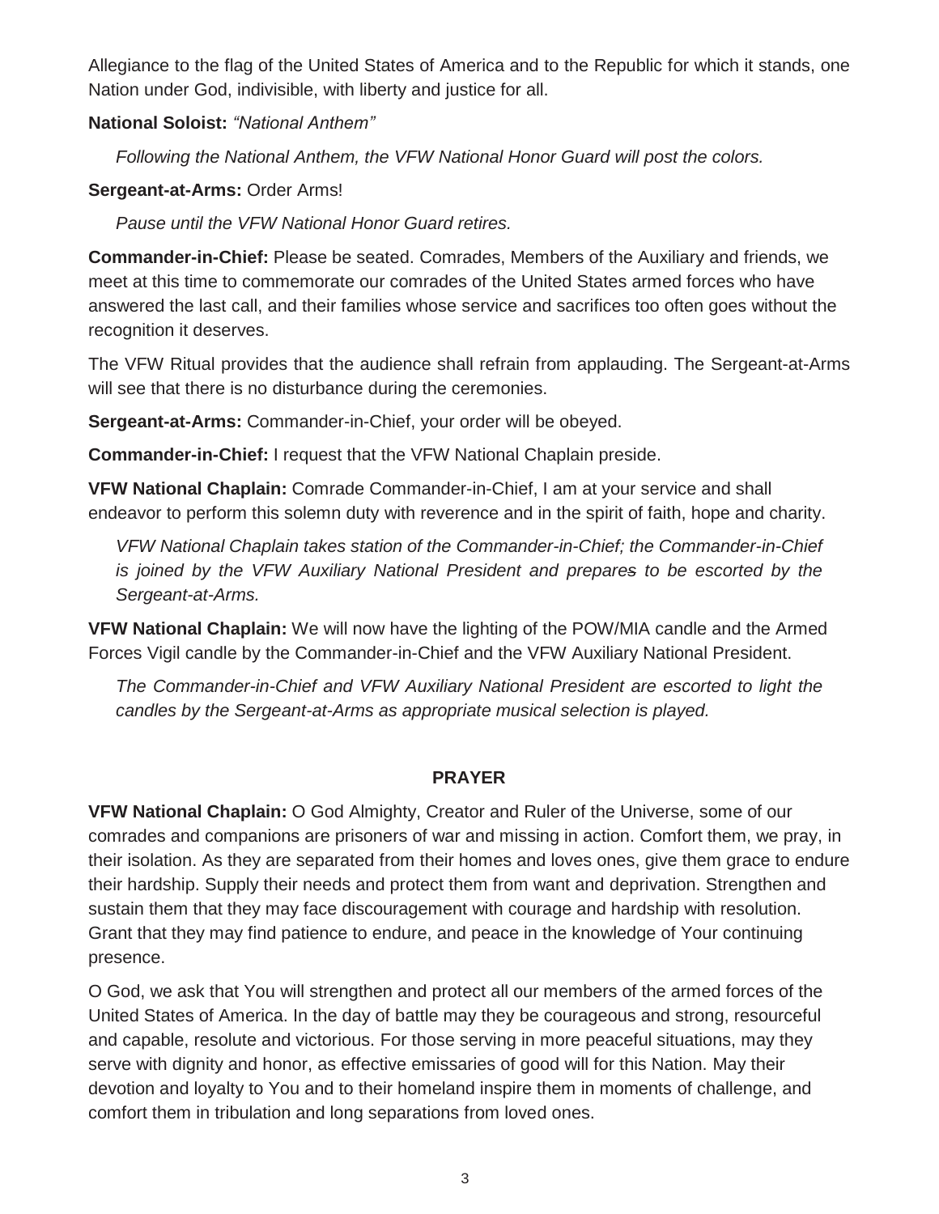Allegiance to the flag of the United States of America and to the Republic for which it stands, one Nation under God, indivisible, with liberty and justice for all.

**National Soloist:** *"National Anthem"*

*Following the National Anthem, the VFW National Honor Guard will post the colors.*

**Sergeant-at-Arms:** Order Arms!

*Pause until the VFW National Honor Guard retires.*

**Commander-in-Chief:** Please be seated. Comrades, Members of the Auxiliary and friends, we meet at this time to commemorate our comrades of the United States armed forces who have answered the last call, and their families whose service and sacrifices too often goes without the recognition it deserves.

The VFW Ritual provides that the audience shall refrain from applauding. The Sergeant-at-Arms will see that there is no disturbance during the ceremonies.

**Sergeant-at-Arms:** Commander-in-Chief, your order will be obeyed.

**Commander-in-Chief:** I request that the VFW National Chaplain preside.

**VFW National Chaplain:** Comrade Commander-in-Chief, I am at your service and shall endeavor to perform this solemn duty with reverence and in the spirit of faith, hope and charity.

*VFW National Chaplain takes station of the Commander-in-Chief; the Commander-in-Chief is joined by the VFW Auxiliary National President and prepares to be escorted by the Sergeant-at-Arms.*

**VFW National Chaplain:** We will now have the lighting of the POW/MIA candle and the Armed Forces Vigil candle by the Commander-in-Chief and the VFW Auxiliary National President.

*The Commander-in-Chief and VFW Auxiliary National President are escorted to light the candles by the Sergeant-at-Arms as appropriate musical selection is played.*

## PRAYER

**VFW National Chaplain:** O God Almighty, Creator and Ruler of the Universe, some of our comrades and companions are prisoners of war and missing in action. Comfort them, we pray, in their isolation. As they are separated from their homes and loves ones, give them grace to endure their hardship. Supply their needs and protect them from want and deprivation. Strengthen and sustain them that they may face discouragement with courage and hardship with resolution. Grant that they may find patience to endure, and peace in the knowledge of Your continuing presence.

O God, we ask that You will strengthen and protect all our members of the armed forces of the United States of America. In the day of battle may they be courageous and strong, resourceful and capable, resolute and victorious. For those serving in more peaceful situations, may they serve with dignity and honor, as effective emissaries of good will for this Nation. May their devotion and loyalty to You and to their homeland inspire them in moments of challenge, and comfort them in tribulation and long separations from loved ones.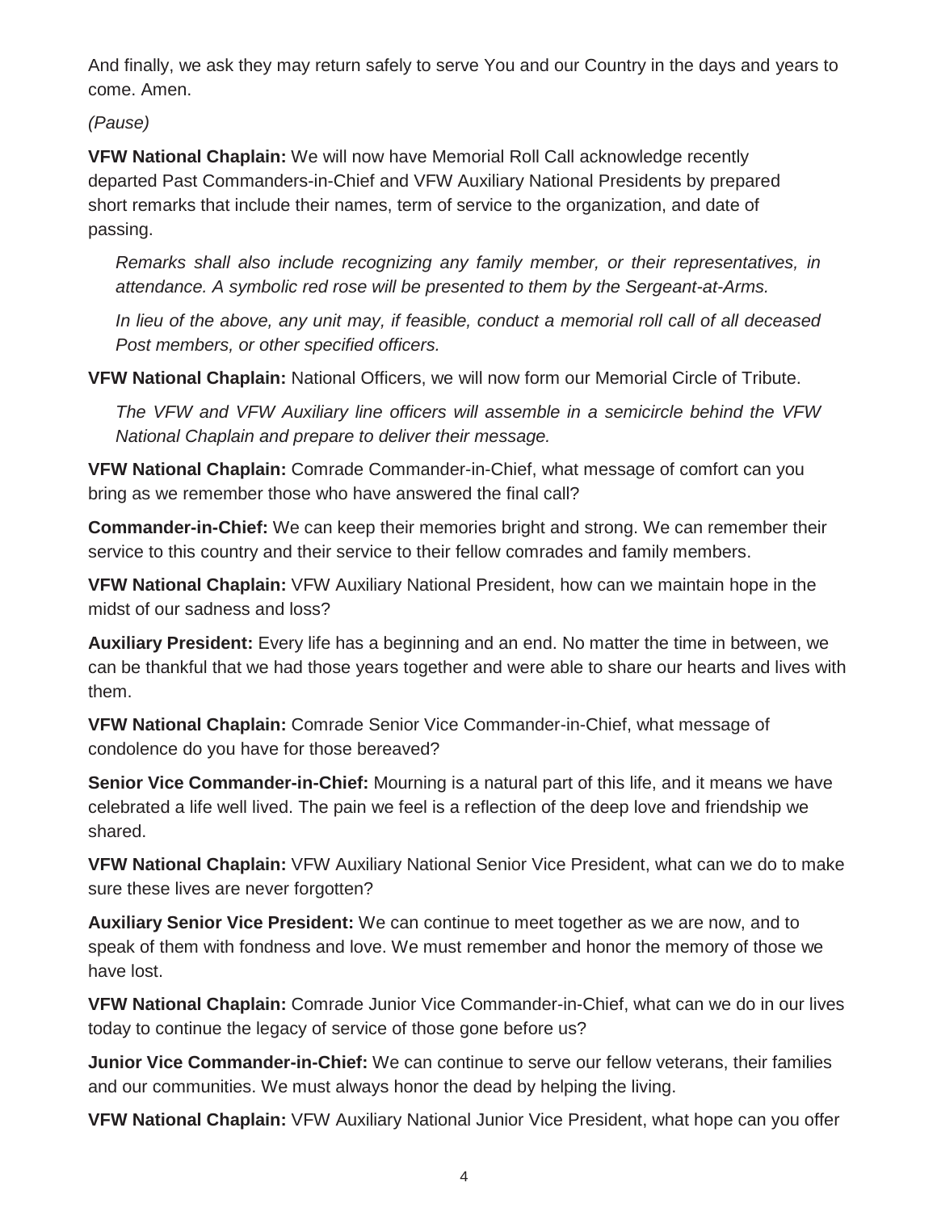And finally, we ask they may return safely to serve You and our Country in the days and years to come. Amen.

*(Pause)*

**VFW National Chaplain:** We will now have Memorial Roll Call acknowledge recently departed Past Commanders-in-Chief and VFW Auxiliary National Presidents by prepared short remarks that include their names, term of service to the organization, and date of passing.

> *Remarks shall also include recognizing any family member, or their representatives, in attendance. A symbolic red rose will be presented to them by the Sergeant-at-Arms.*
>
> *In lieu of the above, any unit may, if feasible, conduct a memorial roll call of all deceased Post members, or other specified officers.*

**VFW National Chaplain:** National Officers, we will now form our Memorial Circle of Tribute.

> *The VFW and VFW Auxiliary line officers will assemble in a semicircle behind the VFW National Chaplain and prepare to deliver their message.*

**VFW National Chaplain:** Comrade Commander-in-Chief, what message of comfort can you bring as we remember those who have answered the final call?

**Commander-in-Chief:** We can keep their memories bright and strong. We can remember their service to this country and their service to their fellow comrades and family members.

**VFW National Chaplain:** VFW Auxiliary National President, how can we maintain hope in the midst of our sadness and loss?

**Auxiliary President:** Every life has a beginning and an end. No matter the time in between, we can be thankful that we had those years together and were able to share our hearts and lives with them.

**VFW National Chaplain:** Comrade Senior Vice Commander-in-Chief, what message of condolence do you have for those bereaved?

**Senior Vice Commander-in-Chief:** Mourning is a natural part of this life, and it means we have celebrated a life well lived. The pain we feel is a reflection of the deep love and friendship we shared.

**VFW National Chaplain:** VFW Auxiliary National Senior Vice President, what can we do to make sure these lives are never forgotten?

**Auxiliary Senior Vice President:** We can continue to meet together as we are now, and to speak of them with fondness and love. We must remember and honor the memory of those we have lost.

**VFW National Chaplain:** Comrade Junior Vice Commander-in-Chief, what can we do in our lives today to continue the legacy of service of those gone before us?

**Junior Vice Commander-in-Chief:** We can continue to serve our fellow veterans, their families and our communities. We must always honor the dead by helping the living.

**VFW National Chaplain:** VFW Auxiliary National Junior Vice President, what hope can you offer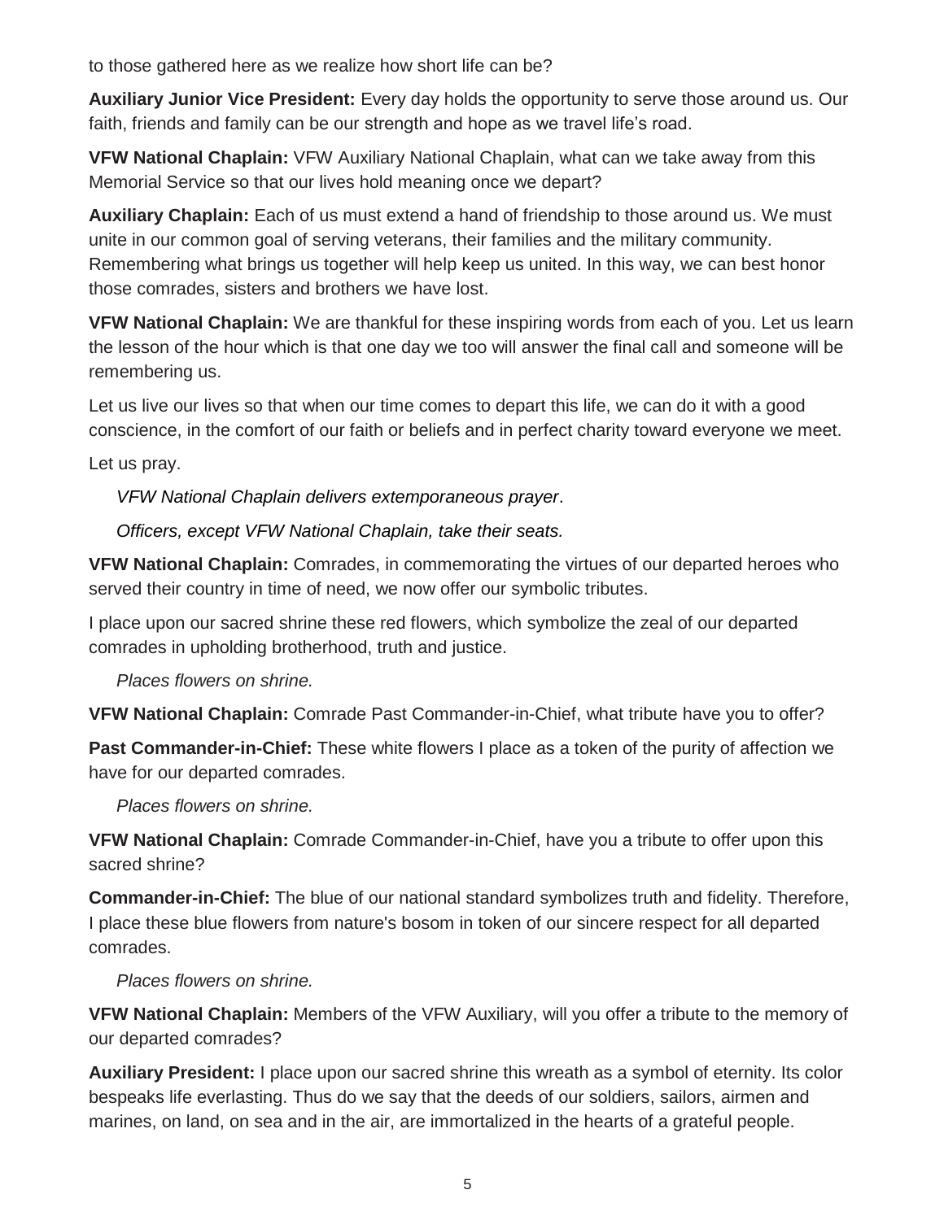to those gathered here as we realize how short life can be?

**Auxiliary Junior Vice President:** Every day holds the opportunity to serve those around us. Our faith, friends and family can be our strength and hope as we travel life's road.

**VFW National Chaplain:** VFW Auxiliary National Chaplain, what can we take away from this Memorial Service so that our lives hold meaning once we depart?

**Auxiliary Chaplain:** Each of us must extend a hand of friendship to those around us. We must unite in our common goal of serving veterans, their families and the military community. Remembering what brings us together will help keep us united. In this way, we can best honor those comrades, sisters and brothers we have lost.

**VFW National Chaplain:** We are thankful for these inspiring words from each of you. Let us learn the lesson of the hour which is that one day we too will answer the final call and someone will be remembering us.

Let us live our lives so that when our time comes to depart this life, we can do it with a good conscience, in the comfort of our faith or beliefs and in perfect charity toward everyone we meet.

Let us pray.

*VFW National Chaplain delivers extemporaneous prayer*.

*Officers, except VFW National Chaplain, take their seats.*

**VFW National Chaplain:** Comrades, in commemorating the virtues of our departed heroes who served their country in time of need, we now offer our symbolic tributes.

I place upon our sacred shrine these red flowers, which symbolize the zeal of our departed comrades in upholding brotherhood, truth and justice.

*Places flowers on shrine.*

**VFW National Chaplain:** Comrade Past Commander-in-Chief, what tribute have you to offer?

**Past Commander-in-Chief:** These white flowers I place as a token of the purity of affection we have for our departed comrades.

*Places flowers on shrine.*

**VFW National Chaplain:** Comrade Commander-in-Chief, have you a tribute to offer upon this sacred shrine?

**Commander-in-Chief:** The blue of our national standard symbolizes truth and fidelity. Therefore, I place these blue flowers from nature's bosom in token of our sincere respect for all departed comrades.

*Places flowers on shrine.*

**VFW National Chaplain:** Members of the VFW Auxiliary, will you offer a tribute to the memory of our departed comrades?

**Auxiliary President:** I place upon our sacred shrine this wreath as a symbol of eternity. Its color bespeaks life everlasting. Thus do we say that the deeds of our soldiers, sailors, airmen and marines, on land, on sea and in the air, are immortalized in the hearts of a grateful people.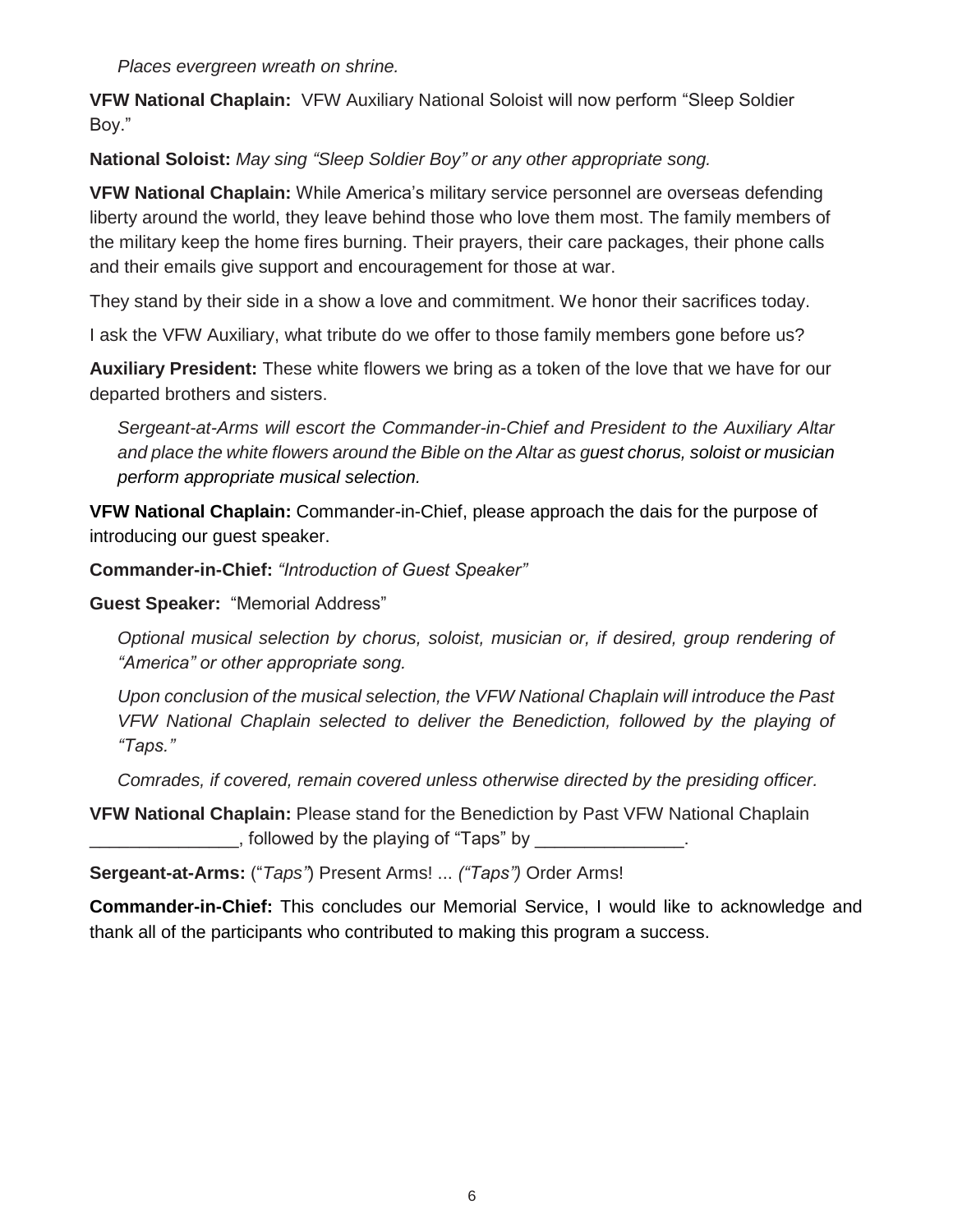*Places evergreen wreath on shrine.*

**VFW National Chaplain:** VFW Auxiliary National Soloist will now perform "Sleep Soldier Boy."

**National Soloist:** *May sing "Sleep Soldier Boy" or any other appropriate song.*

**VFW National Chaplain:** While America's military service personnel are overseas defending liberty around the world, they leave behind those who love them most. The family members of the military keep the home fires burning. Their prayers, their care packages, their phone calls and their emails give support and encouragement for those at war.

They stand by their side in a show a love and commitment. We honor their sacrifices today.

I ask the VFW Auxiliary, what tribute do we offer to those family members gone before us?

**Auxiliary President:** These white flowers we bring as a token of the love that we have for our departed brothers and sisters.

*Sergeant-at-Arms will escort the Commander-in-Chief and President to the Auxiliary Altar and place the white flowers around the Bible on the Altar as guest chorus, soloist or musician perform appropriate musical selection.*

**VFW National Chaplain:** Commander-in-Chief, please approach the dais for the purpose of introducing our guest speaker.

**Commander-in-Chief:** *"Introduction of Guest Speaker"*

**Guest Speaker:** "Memorial Address"

*Optional musical selection by chorus, soloist, musician or, if desired, group rendering of "America" or other appropriate song.*

*Upon conclusion of the musical selection, the VFW National Chaplain will introduce the Past VFW National Chaplain selected to deliver the Benediction, followed by the playing of "Taps."*

*Comrades, if covered, remain covered unless otherwise directed by the presiding officer.*

**VFW National Chaplain:** Please stand for the Benediction by Past VFW National Chaplain _______________, followed by the playing of "Taps" by _______________.

**Sergeant-at-Arms:** ("*Taps"*) Present Arms! ... *("Taps")* Order Arms!

**Commander-in-Chief:** This concludes our Memorial Service, I would like to acknowledge and thank all of the participants who contributed to making this program a success.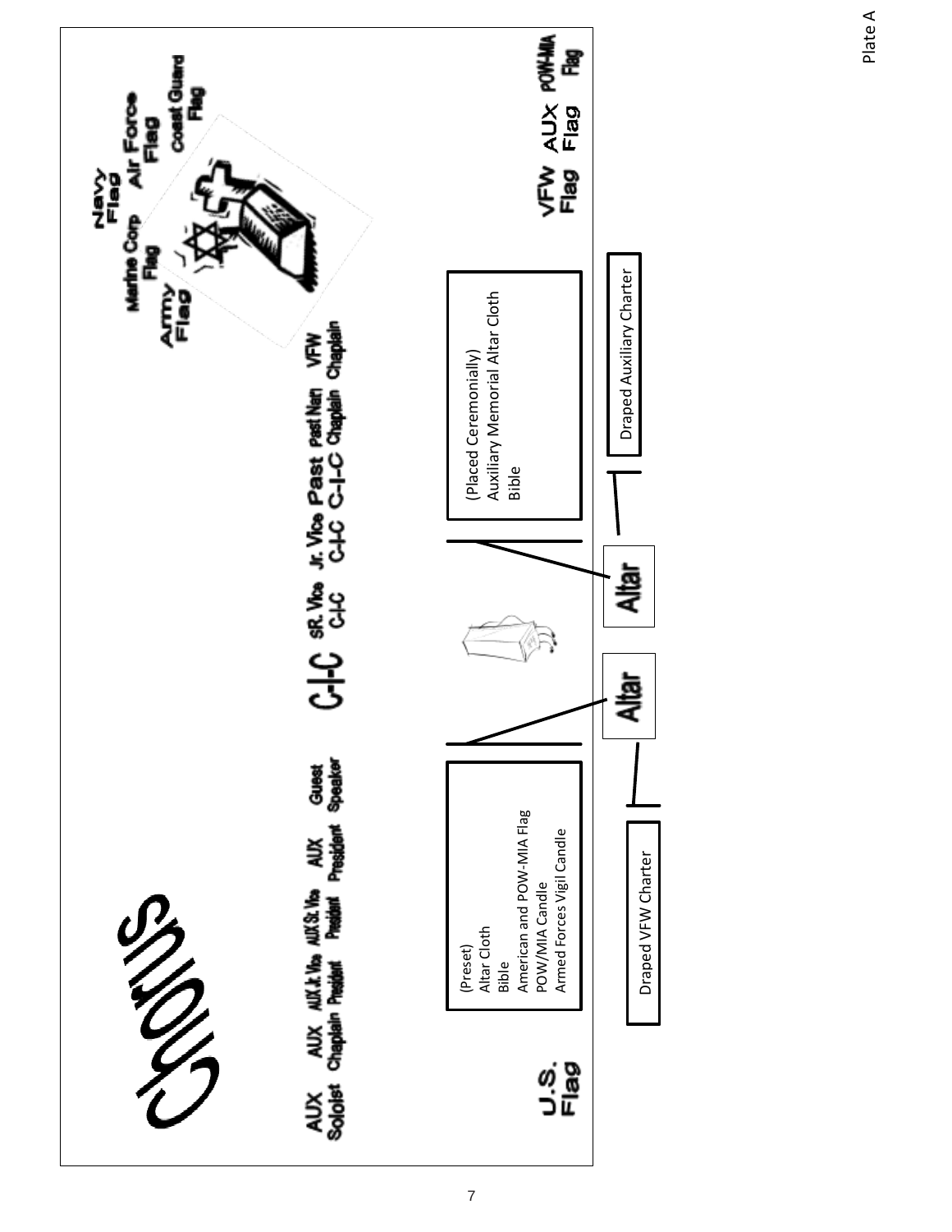Plate A

Chorus

AUX Soloist

AUX Chaplain

AUX Jr. Vice President

AUX Sr. Vice President

AUX President

Guest Speaker

C-I-C

SR. Vice C-I-C

Jr. Vice C-I-C

Past C-I-C

Past Nat Chaplain

VFW Chaplain

Army Flag

Marine Corp Flag

Navy Flag

Air Force Flag

Coast Guard Flag

U.S. Flag

(Preset)
Altar Cloth
Bible
American and POW-MIA Flag
POW/MIA Candle
Armed Forces Vigil Candle

Altar

Altar

(Placed Ceremonially)
Auxiliary Memorial Altar Cloth
Bible

VFW Flag

AUX Flag

POW-MIA Flag

Draped VFW Charter

Draped Auxiliary Charter